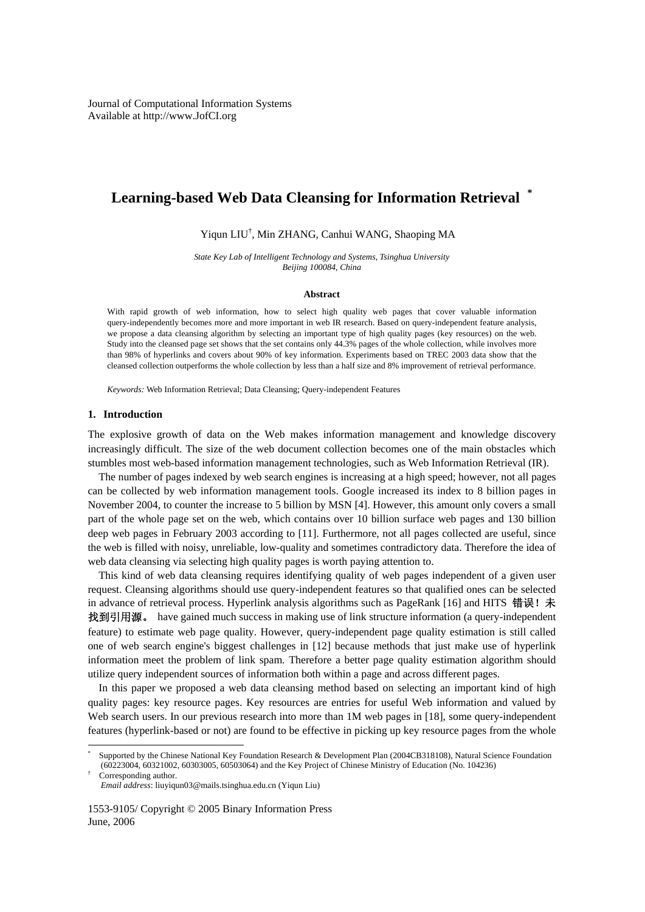Journal of Computational Information Systems
Available at http://www.JofCI.org

# Learning-based Web Data Cleansing for Information Retrieval [*]

Yiqun LIU[†], Min ZHANG, Canhui WANG, Shaoping MA

*State Key Lab of Intelligent Technology and Systems, Tsinghua University*
*Beijing 100084, China*

### Abstract

With rapid growth of web information, how to select high quality web pages that cover valuable information query-independently becomes more and more important in web IR research. Based on query-independent feature analysis, we propose a data cleansing algorithm by selecting an important type of high quality pages (key resources) on the web. Study into the cleansed page set shows that the set contains only 44.3% pages of the whole collection, while involves more than 98% of hyperlinks and covers about 90% of key information. Experiments based on TREC 2003 data show that the cleansed collection outperforms the whole collection by less than a half size and 8% improvement of retrieval performance.

*Keywords:* Web Information Retrieval; Data Cleansing; Query-independent Features

## 1. Introduction

The explosive growth of data on the Web makes information management and knowledge discovery increasingly difficult. The size of the web document collection becomes one of the main obstacles which stumbles most web-based information management technologies, such as Web Information Retrieval (IR).

The number of pages indexed by web search engines is increasing at a high speed; however, not all pages can be collected by web information management tools. Google increased its index to 8 billion pages in November 2004, to counter the increase to 5 billion by MSN [4]. However, this amount only covers a small part of the whole page set on the web, which contains over 10 billion surface web pages and 130 billion deep web pages in February 2003 according to [11]. Furthermore, not all pages collected are useful, since the web is filled with noisy, unreliable, low-quality and sometimes contradictory data. Therefore the idea of web data cleansing via selecting high quality pages is worth paying attention to.

This kind of web data cleansing requires identifying quality of web pages independent of a given user request. Cleansing algorithms should use query-independent features so that qualified ones can be selected in advance of retrieval process. Hyperlink analysis algorithms such as PageRank [16] and HITS 错误！未找到引用源。 have gained much success in making use of link structure information (a query-independent feature) to estimate web page quality. However, query-independent page quality estimation is still called one of web search engine's biggest challenges in [12] because methods that just make use of hyperlink information meet the problem of link spam. Therefore a better page quality estimation algorithm should utilize query independent sources of information both within a page and across different pages.

In this paper we proposed a web data cleansing method based on selecting an important kind of high quality pages: key resource pages. Key resources are entries for useful Web information and valued by Web search users. In our previous research into more than 1M web pages in [18], some query-independent features (hyperlink-based or not) are found to be effective in picking up key resource pages from the whole

---

[*] Supported by the Chinese National Key Foundation Research & Development Plan (2004CB318108), Natural Science Foundation (60223004, 60321002, 60303005, 60503064) and the Key Project of Chinese Ministry of Education (No. 104236)

[†] Corresponding author.
*Email address*: liuyiqun03@mails.tsinghua.edu.cn (Yiqun Liu)

1553-9105/ Copyright © 2005 Binary Information Press
June, 2006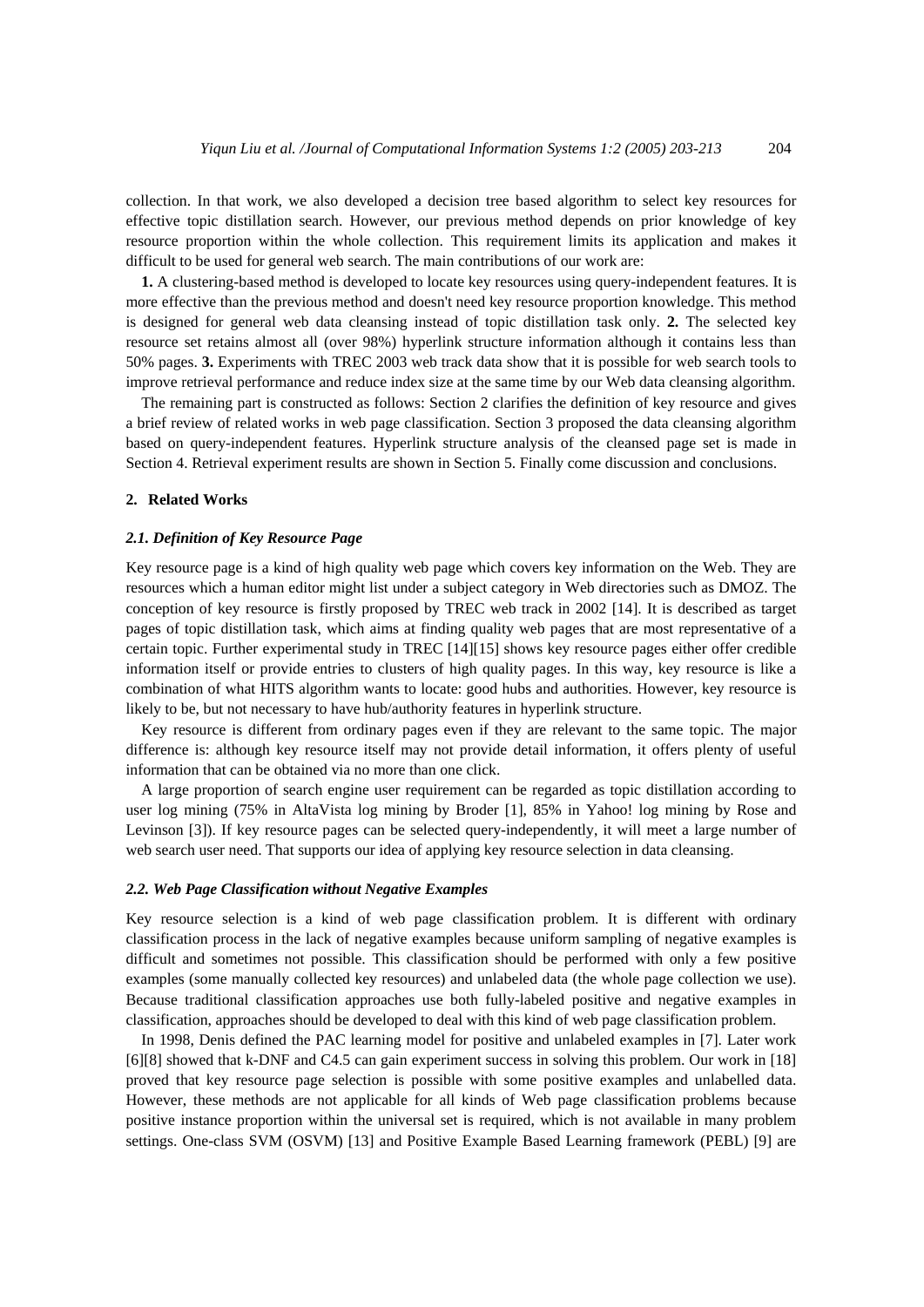collection. In that work, we also developed a decision tree based algorithm to select key resources for effective topic distillation search. However, our previous method depends on prior knowledge of key resource proportion within the whole collection. This requirement limits its application and makes it difficult to be used for general web search. The main contributions of our work are:

**1.** A clustering-based method is developed to locate key resources using query-independent features. It is more effective than the previous method and doesn't need key resource proportion knowledge. This method is designed for general web data cleansing instead of topic distillation task only. **2.** The selected key resource set retains almost all (over 98%) hyperlink structure information although it contains less than 50% pages. **3.** Experiments with TREC 2003 web track data show that it is possible for web search tools to improve retrieval performance and reduce index size at the same time by our Web data cleansing algorithm.

The remaining part is constructed as follows: Section 2 clarifies the definition of key resource and gives a brief review of related works in web page classification. Section 3 proposed the data cleansing algorithm based on query-independent features. Hyperlink structure analysis of the cleansed page set is made in Section 4. Retrieval experiment results are shown in Section 5. Finally come discussion and conclusions.

## 2. Related Works

### *2.1. Definition of Key Resource Page*

Key resource page is a kind of high quality web page which covers key information on the Web. They are resources which a human editor might list under a subject category in Web directories such as DMOZ. The conception of key resource is firstly proposed by TREC web track in 2002 [14]. It is described as target pages of topic distillation task, which aims at finding quality web pages that are most representative of a certain topic. Further experimental study in TREC [14][15] shows key resource pages either offer credible information itself or provide entries to clusters of high quality pages. In this way, key resource is like a combination of what HITS algorithm wants to locate: good hubs and authorities. However, key resource is likely to be, but not necessary to have hub/authority features in hyperlink structure.

Key resource is different from ordinary pages even if they are relevant to the same topic. The major difference is: although key resource itself may not provide detail information, it offers plenty of useful information that can be obtained via no more than one click.

A large proportion of search engine user requirement can be regarded as topic distillation according to user log mining (75% in AltaVista log mining by Broder [1], 85% in Yahoo! log mining by Rose and Levinson [3]). If key resource pages can be selected query-independently, it will meet a large number of web search user need. That supports our idea of applying key resource selection in data cleansing.

### *2.2. Web Page Classification without Negative Examples*

Key resource selection is a kind of web page classification problem. It is different with ordinary classification process in the lack of negative examples because uniform sampling of negative examples is difficult and sometimes not possible. This classification should be performed with only a few positive examples (some manually collected key resources) and unlabeled data (the whole page collection we use). Because traditional classification approaches use both fully-labeled positive and negative examples in classification, approaches should be developed to deal with this kind of web page classification problem.

In 1998, Denis defined the PAC learning model for positive and unlabeled examples in [7]. Later work [6][8] showed that k-DNF and C4.5 can gain experiment success in solving this problem. Our work in [18] proved that key resource page selection is possible with some positive examples and unlabelled data. However, these methods are not applicable for all kinds of Web page classification problems because positive instance proportion within the universal set is required, which is not available in many problem settings. One-class SVM (OSVM) [13] and Positive Example Based Learning framework (PEBL) [9] are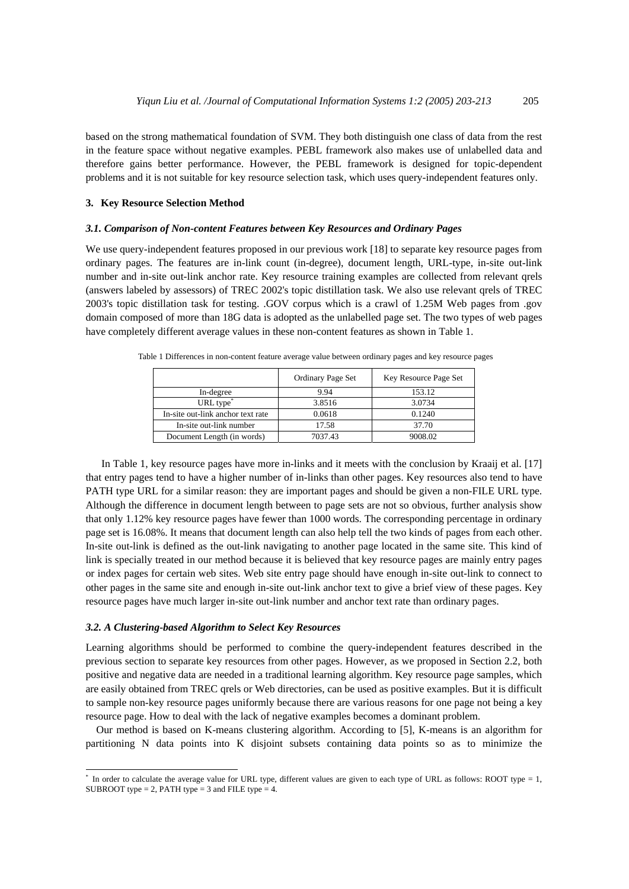based on the strong mathematical foundation of SVM. They both distinguish one class of data from the rest in the feature space without negative examples. PEBL framework also makes use of unlabelled data and therefore gains better performance. However, the PEBL framework is designed for topic-dependent problems and it is not suitable for key resource selection task, which uses query-independent features only.

## 3. Key Resource Selection Method

### *3.1. Comparison of Non-content Features between Key Resources and Ordinary Pages*

We use query-independent features proposed in our previous work [18] to separate key resource pages from ordinary pages. The features are in-link count (in-degree), document length, URL-type, in-site out-link number and in-site out-link anchor rate. Key resource training examples are collected from relevant qrels (answers labeled by assessors) of TREC 2002's topic distillation task. We also use relevant qrels of TREC 2003's topic distillation task for testing. .GOV corpus which is a crawl of 1.25M Web pages from .gov domain composed of more than 18G data is adopted as the unlabelled page set. The two types of web pages have completely different average values in these non-content features as shown in Table 1.

Table 1 Differences in non-content feature average value between ordinary pages and key resource pages

| | Ordinary Page Set | Key Resource Page Set |
|---|---|---|
| In-degree | 9.94 | 153.12 |
| URL type* | 3.8516 | 3.0734 |
| In-site out-link anchor text rate | 0.0618 | 0.1240 |
| In-site out-link number | 17.58 | 37.70 |
| Document Length (in words) | 7037.43 | 9008.02 |

In Table 1, key resource pages have more in-links and it meets with the conclusion by Kraaij et al. [17] that entry pages tend to have a higher number of in-links than other pages. Key resources also tend to have PATH type URL for a similar reason: they are important pages and should be given a non-FILE URL type. Although the difference in document length between to page sets are not so obvious, further analysis show that only 1.12% key resource pages have fewer than 1000 words. The corresponding percentage in ordinary page set is 16.08%. It means that document length can also help tell the two kinds of pages from each other. In-site out-link is defined as the out-link navigating to another page located in the same site. This kind of link is specially treated in our method because it is believed that key resource pages are mainly entry pages or index pages for certain web sites. Web site entry page should have enough in-site out-link to connect to other pages in the same site and enough in-site out-link anchor text to give a brief view of these pages. Key resource pages have much larger in-site out-link number and anchor text rate than ordinary pages.

### *3.2. A Clustering-based Algorithm to Select Key Resources*

Learning algorithms should be performed to combine the query-independent features described in the previous section to separate key resources from other pages. However, as we proposed in Section 2.2, both positive and negative data are needed in a traditional learning algorithm. Key resource page samples, which are easily obtained from TREC qrels or Web directories, can be used as positive examples. But it is difficult to sample non-key resource pages uniformly because there are various reasons for one page not being a key resource page. How to deal with the lack of negative examples becomes a dominant problem.

Our method is based on K-means clustering algorithm. According to [5], K-means is an algorithm for partitioning N data points into K disjoint subsets containing data points so as to minimize the

* In order to calculate the average value for URL type, different values are given to each type of URL as follows: ROOT type = 1, SUBROOT type = 2, PATH type = 3 and FILE type = 4.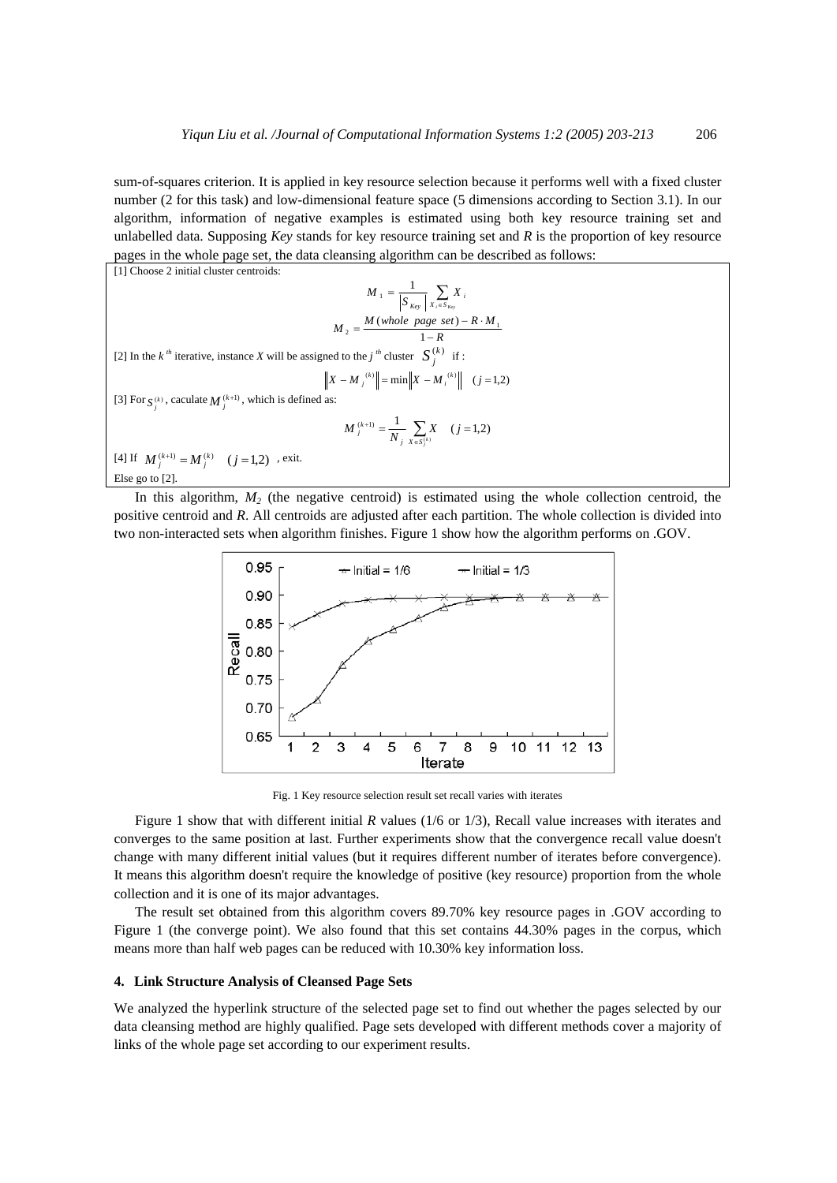sum-of-squares criterion. It is applied in key resource selection because it performs well with a fixed cluster number (2 for this task) and low-dimensional feature space (5 dimensions according to Section 3.1). In our algorithm, information of negative examples is estimated using both key resource training set and unlabelled data. Supposing *Key* stands for key resource training set and *R* is the proportion of key resource pages in the whole page set, the data cleansing algorithm can be described as follows:

[1] Choose 2 initial cluster centroids:

$$M_1 = \frac{1}{|S_{Key}|} \sum_{X_i \in S_{Key}} X_i$$

$$M_2 = \frac{M(whole\ \ page\ \ set) - R \cdot M_1}{1 - R}$$

[2] In the $k^{th}$ iterative, instance $X$ will be assigned to the $j^{th}$ cluster $S_j^{(k)}$ if :

$$\left\| X - M_j^{(k)} \right\| = \min \left\| X - M_i^{(k)} \right\| \quad (j = 1,2)$$

[3] For $S_j^{(k)}$, caculate $M_j^{(k+1)}$, which is defined as:

$$M_j^{(k+1)} = \frac{1}{N_j} \sum_{X \in S_j^{(k)}} X \quad (j = 1,2)$$

[4] If $M_j^{(k+1)} = M_j^{(k)} \quad (j = 1,2)$ , exit.

Else go to [2].

In this algorithm, $M_2$ (the negative centroid) is estimated using the whole collection centroid, the positive centroid and *R*. All centroids are adjusted after each partition. The whole collection is divided into two non-interacted sets when algorithm finishes. Figure 1 show how the algorithm performs on .GOV.

Initial = 1/6
Initial = 1/3
Recall
0.95
0.90
0.85
0.80
0.75
0.70
0.65
1 2 3 4 5 6 7 8 9 10 11 12 13
Iterate

Fig. 1 Key resource selection result set recall varies with iterates

Figure 1 show that with different initial *R* values (1/6 or 1/3), Recall value increases with iterates and converges to the same position at last. Further experiments show that the convergence recall value doesn't change with many different initial values (but it requires different number of iterates before convergence). It means this algorithm doesn't require the knowledge of positive (key resource) proportion from the whole collection and it is one of its major advantages.

The result set obtained from this algorithm covers 89.70% key resource pages in .GOV according to Figure 1 (the converge point). We also found that this set contains 44.30% pages in the corpus, which means more than half web pages can be reduced with 10.30% key information loss.

## 4. Link Structure Analysis of Cleansed Page Sets

We analyzed the hyperlink structure of the selected page set to find out whether the pages selected by our data cleansing method are highly qualified. Page sets developed with different methods cover a majority of links of the whole page set according to our experiment results.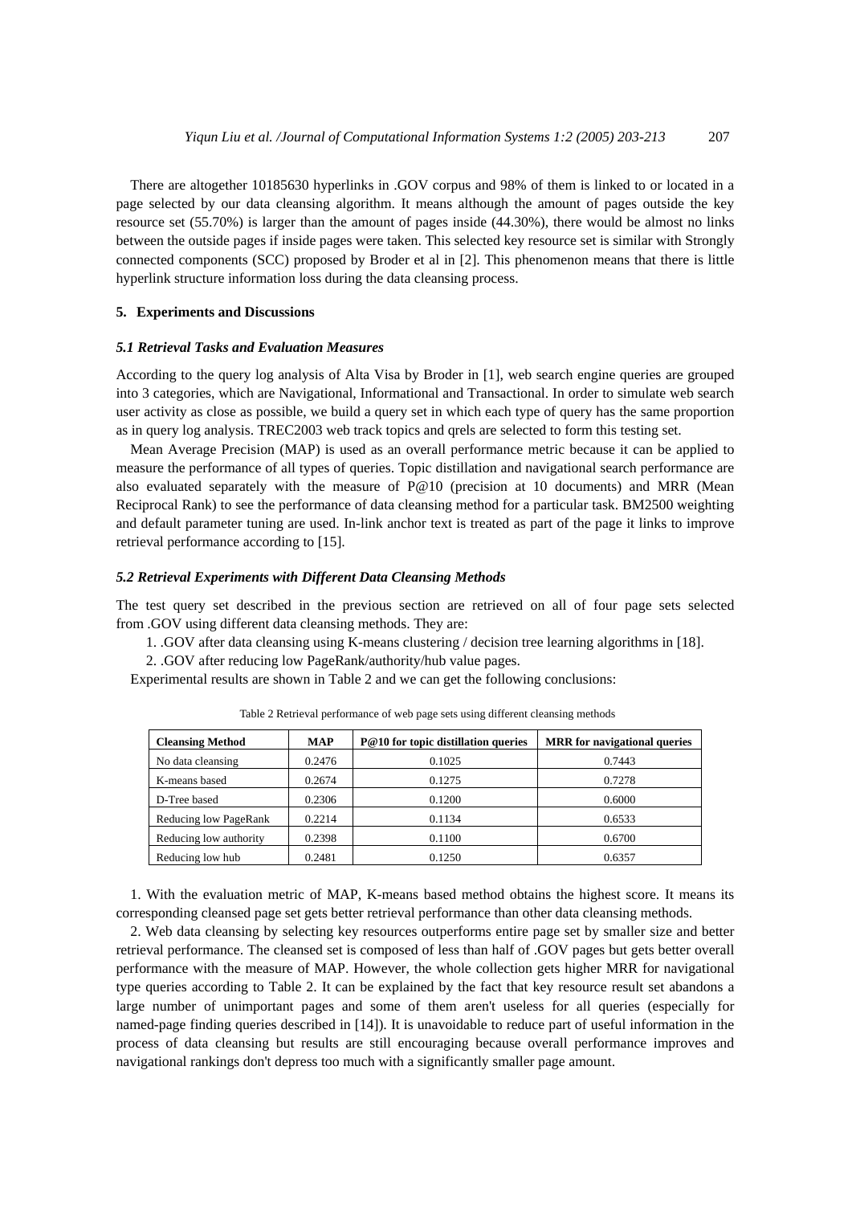There are altogether 10185630 hyperlinks in .GOV corpus and 98% of them is linked to or located in a page selected by our data cleansing algorithm. It means although the amount of pages outside the key resource set (55.70%) is larger than the amount of pages inside (44.30%), there would be almost no links between the outside pages if inside pages were taken. This selected key resource set is similar with Strongly connected components (SCC) proposed by Broder et al in [2]. This phenomenon means that there is little hyperlink structure information loss during the data cleansing process.

## 5. Experiments and Discussions

### *5.1 Retrieval Tasks and Evaluation Measures*

According to the query log analysis of Alta Visa by Broder in [1], web search engine queries are grouped into 3 categories, which are Navigational, Informational and Transactional. In order to simulate web search user activity as close as possible, we build a query set in which each type of query has the same proportion as in query log analysis. TREC2003 web track topics and qrels are selected to form this testing set.

Mean Average Precision (MAP) is used as an overall performance metric because it can be applied to measure the performance of all types of queries. Topic distillation and navigational search performance are also evaluated separately with the measure of P@10 (precision at 10 documents) and MRR (Mean Reciprocal Rank) to see the performance of data cleansing method for a particular task. BM2500 weighting and default parameter tuning are used. In-link anchor text is treated as part of the page it links to improve retrieval performance according to [15].

### *5.2 Retrieval Experiments with Different Data Cleansing Methods*

The test query set described in the previous section are retrieved on all of four page sets selected from .GOV using different data cleansing methods. They are:

1. .GOV after data cleansing using K-means clustering / decision tree learning algorithms in [18].
2. .GOV after reducing low PageRank/authority/hub value pages.

Experimental results are shown in Table 2 and we can get the following conclusions:

Table 2 Retrieval performance of web page sets using different cleansing methods

| Cleansing Method | MAP | P@10 for topic distillation queries | MRR for navigational queries |
|---|---|---|---|
| No data cleansing | 0.2476 | 0.1025 | 0.7443 |
| K-means based | 0.2674 | 0.1275 | 0.7278 |
| D-Tree based | 0.2306 | 0.1200 | 0.6000 |
| Reducing low PageRank | 0.2214 | 0.1134 | 0.6533 |
| Reducing low authority | 0.2398 | 0.1100 | 0.6700 |
| Reducing low hub | 0.2481 | 0.1250 | 0.6357 |

1. With the evaluation metric of MAP, K-means based method obtains the highest score. It means its corresponding cleansed page set gets better retrieval performance than other data cleansing methods.

2. Web data cleansing by selecting key resources outperforms entire page set by smaller size and better retrieval performance. The cleansed set is composed of less than half of .GOV pages but gets better overall performance with the measure of MAP. However, the whole collection gets higher MRR for navigational type queries according to Table 2. It can be explained by the fact that key resource result set abandons a large number of unimportant pages and some of them aren't useless for all queries (especially for named-page finding queries described in [14]). It is unavoidable to reduce part of useful information in the process of data cleansing but results are still encouraging because overall performance improves and navigational rankings don't depress too much with a significantly smaller page amount.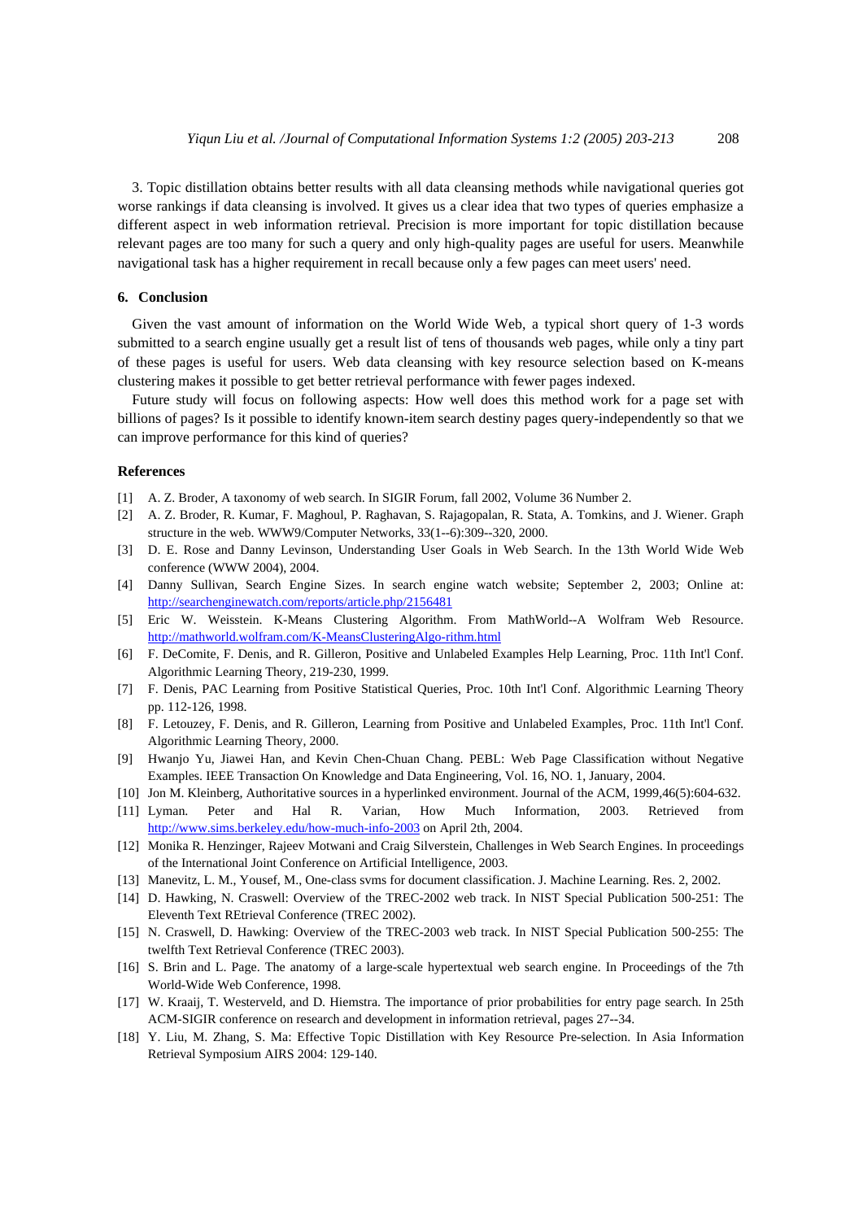3. Topic distillation obtains better results with all data cleansing methods while navigational queries got worse rankings if data cleansing is involved. It gives us a clear idea that two types of queries emphasize a different aspect in web information retrieval. Precision is more important for topic distillation because relevant pages are too many for such a query and only high-quality pages are useful for users. Meanwhile navigational task has a higher requirement in recall because only a few pages can meet users' need.

## 6. Conclusion

Given the vast amount of information on the World Wide Web, a typical short query of 1-3 words submitted to a search engine usually get a result list of tens of thousands web pages, while only a tiny part of these pages is useful for users. Web data cleansing with key resource selection based on K-means clustering makes it possible to get better retrieval performance with fewer pages indexed.

Future study will focus on following aspects: How well does this method work for a page set with billions of pages? Is it possible to identify known-item search destiny pages query-independently so that we can improve performance for this kind of queries?

## References

[1] A. Z. Broder, A taxonomy of web search. In SIGIR Forum, fall 2002, Volume 36 Number 2.

[2] A. Z. Broder, R. Kumar, F. Maghoul, P. Raghavan, S. Rajagopalan, R. Stata, A. Tomkins, and J. Wiener. Graph structure in the web. WWW9/Computer Networks, 33(1--6):309--320, 2000.

[3] D. E. Rose and Danny Levinson, Understanding User Goals in Web Search. In the 13th World Wide Web conference (WWW 2004), 2004.

[4] Danny Sullivan, Search Engine Sizes. In search engine watch website; September 2, 2003; Online at: http://searchenginewatch.com/reports/article.php/2156481

[5] Eric W. Weisstein. K-Means Clustering Algorithm. From MathWorld--A Wolfram Web Resource. http://mathworld.wolfram.com/K-MeansClusteringAlgo-rithm.html

[6] F. DeComite, F. Denis, and R. Gilleron, Positive and Unlabeled Examples Help Learning, Proc. 11th Int'l Conf. Algorithmic Learning Theory, 219-230, 1999.

[7] F. Denis, PAC Learning from Positive Statistical Queries, Proc. 10th Int'l Conf. Algorithmic Learning Theory pp. 112-126, 1998.

[8] F. Letouzey, F. Denis, and R. Gilleron, Learning from Positive and Unlabeled Examples, Proc. 11th Int'l Conf. Algorithmic Learning Theory, 2000.

[9] Hwanjo Yu, Jiawei Han, and Kevin Chen-Chuan Chang. PEBL: Web Page Classification without Negative Examples. IEEE Transaction On Knowledge and Data Engineering, Vol. 16, NO. 1, January, 2004.

[10] Jon M. Kleinberg, Authoritative sources in a hyperlinked environment. Journal of the ACM, 1999,46(5):604-632.

[11] Lyman. Peter and Hal R. Varian, How Much Information, 2003. Retrieved from http://www.sims.berkeley.edu/how-much-info-2003 on April 2th, 2004.

[12] Monika R. Henzinger, Rajeev Motwani and Craig Silverstein, Challenges in Web Search Engines. In proceedings of the International Joint Conference on Artificial Intelligence, 2003.

[13] Manevitz, L. M., Yousef, M., One-class svms for document classification. J. Machine Learning. Res. 2, 2002.

[14] D. Hawking, N. Craswell: Overview of the TREC-2002 web track. In NIST Special Publication 500-251: The Eleventh Text REtrieval Conference (TREC 2002).

[15] N. Craswell, D. Hawking: Overview of the TREC-2003 web track. In NIST Special Publication 500-255: The twelfth Text Retrieval Conference (TREC 2003).

[16] S. Brin and L. Page. The anatomy of a large-scale hypertextual web search engine. In Proceedings of the 7th World-Wide Web Conference, 1998.

[17] W. Kraaij, T. Westerveld, and D. Hiemstra. The importance of prior probabilities for entry page search. In 25th ACM-SIGIR conference on research and development in information retrieval, pages 27--34.

[18] Y. Liu, M. Zhang, S. Ma: Effective Topic Distillation with Key Resource Pre-selection. In Asia Information Retrieval Symposium AIRS 2004: 129-140.